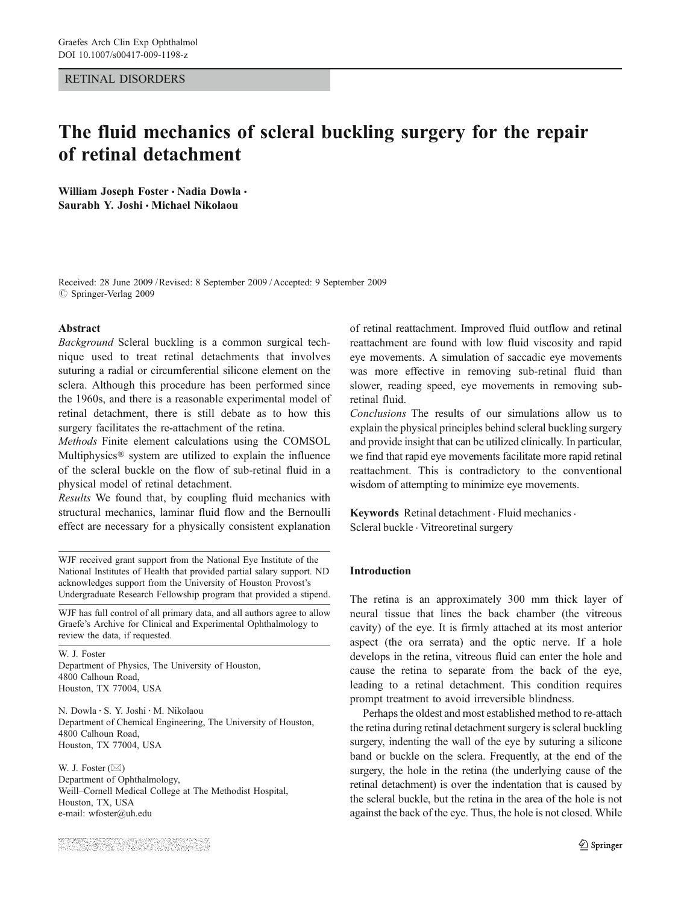RETINAL DISORDERS

# The fluid mechanics of scleral buckling surgery for the repair of retinal detachment

**William Joseph Foster · Nadia Dowla · Saurabh Y. Joshi · Michael Nikolaou**

Received: 28 June 2009 / Revised: 8 September 2009 / Accepted: 9 September 2009
© Springer-Verlag 2009

**Abstract**

*Background* Scleral buckling is a common surgical technique used to treat retinal detachments that involves suturing a radial or circumferential silicone element on the sclera. Although this procedure has been performed since the 1960s, and there is a reasonable experimental model of retinal detachment, there is still debate as to how this surgery facilitates the re-attachment of the retina.

*Methods* Finite element calculations using the COMSOL Multiphysics® system are utilized to explain the influence of the scleral buckle on the flow of sub-retinal fluid in a physical model of retinal detachment.

*Results* We found that, by coupling fluid mechanics with structural mechanics, laminar fluid flow and the Bernoulli effect are necessary for a physically consistent explanation of retinal reattachment. Improved fluid outflow and retinal reattachment are found with low fluid viscosity and rapid eye movements. A simulation of saccadic eye movements was more effective in removing sub-retinal fluid than slower, reading speed, eye movements in removing sub-retinal fluid.

*Conclusions* The results of our simulations allow us to explain the physical principles behind scleral buckling surgery and provide insight that can be utilized clinically. In particular, we find that rapid eye movements facilitate more rapid retinal reattachment. This is contradictory to the conventional wisdom of attempting to minimize eye movements.

**Keywords** Retinal detachment · Fluid mechanics · Scleral buckle · Vitreoretinal surgery

WJF received grant support from the National Eye Institute of the National Institutes of Health that provided partial salary support. ND acknowledges support from the University of Houston Provost's Undergraduate Research Fellowship program that provided a stipend.

WJF has full control of all primary data, and all authors agree to allow Graefe's Archive for Clinical and Experimental Ophthalmology to review the data, if requested.

W. J. Foster
Department of Physics, The University of Houston,
4800 Calhoun Road,
Houston, TX 77004, USA

N. Dowla · S. Y. Joshi · M. Nikolaou
Department of Chemical Engineering, The University of Houston,
4800 Calhoun Road,
Houston, TX 77004, USA

W. J. Foster (✉)
Department of Ophthalmology,
Weill–Cornell Medical College at The Methodist Hospital,
Houston, TX, USA
e-mail: wfoster@uh.edu

## Introduction

The retina is an approximately 300 mm thick layer of neural tissue that lines the back chamber (the vitreous cavity) of the eye. It is firmly attached at its most anterior aspect (the ora serrata) and the optic nerve. If a hole develops in the retina, vitreous fluid can enter the hole and cause the retina to separate from the back of the eye, leading to a retinal detachment. This condition requires prompt treatment to avoid irreversible blindness.

Perhaps the oldest and most established method to re-attach the retina during retinal detachment surgery is scleral buckling surgery, indenting the wall of the eye by suturing a silicone band or buckle on the sclera. Frequently, at the end of the surgery, the hole in the retina (the underlying cause of the retinal detachment) is over the indentation that is caused by the scleral buckle, but the retina in the area of the hole is not against the back of the eye. Thus, the hole is not closed. While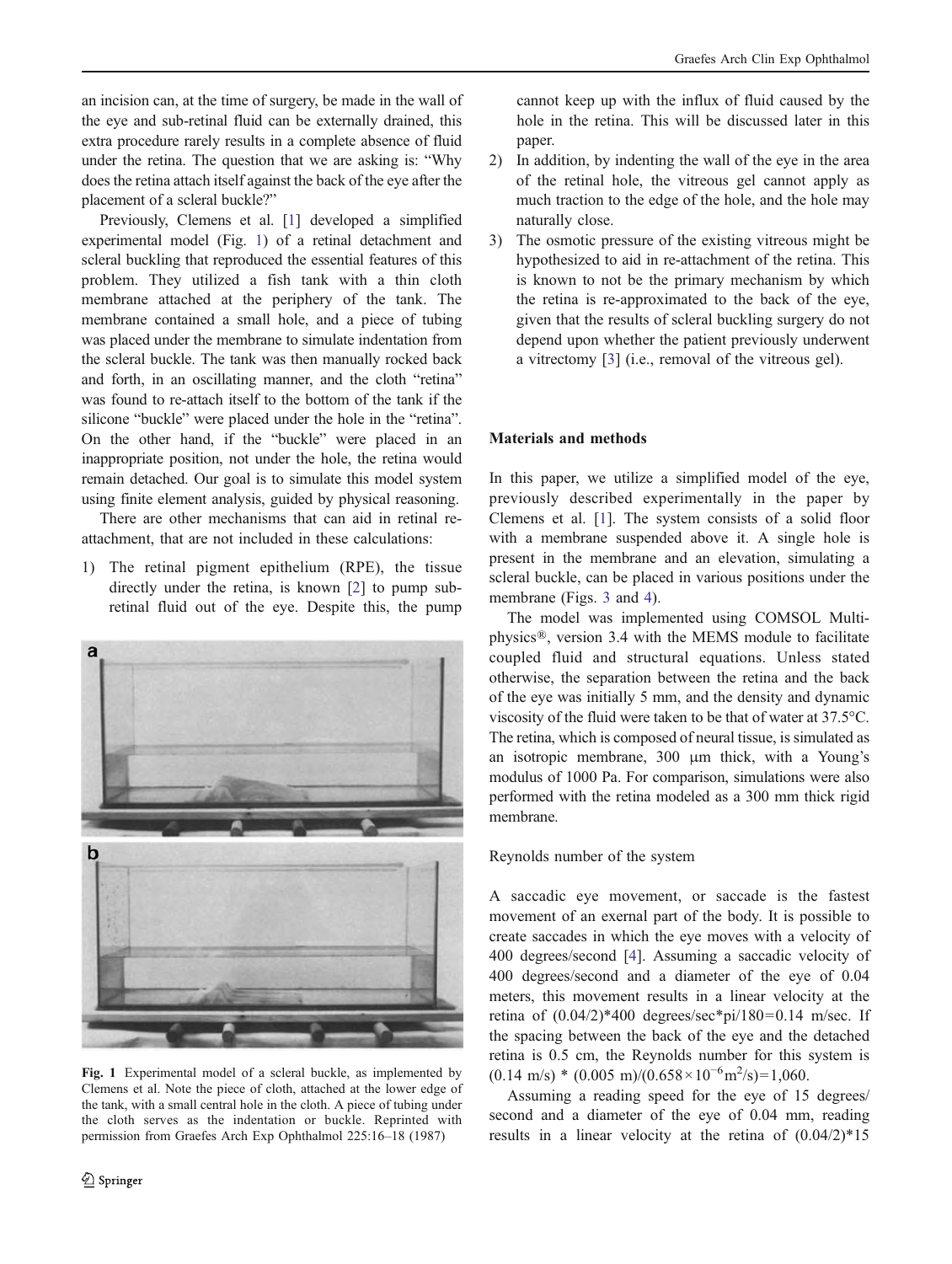an incision can, at the time of surgery, be made in the wall of the eye and sub-retinal fluid can be externally drained, this extra procedure rarely results in a complete absence of fluid under the retina. The question that we are asking is: "Why does the retina attach itself against the back of the eye after the placement of a scleral buckle?"

Previously, Clemens et al. [1] developed a simplified experimental model (Fig. 1) of a retinal detachment and scleral buckling that reproduced the essential features of this problem. They utilized a fish tank with a thin cloth membrane attached at the periphery of the tank. The membrane contained a small hole, and a piece of tubing was placed under the membrane to simulate indentation from the scleral buckle. The tank was then manually rocked back and forth, in an oscillating manner, and the cloth "retina" was found to re-attach itself to the bottom of the tank if the silicone "buckle" were placed under the hole in the "retina". On the other hand, if the "buckle" were placed in an inappropriate position, not under the hole, the retina would remain detached. Our goal is to simulate this model system using finite element analysis, guided by physical reasoning.

There are other mechanisms that can aid in retinal re-attachment, that are not included in these calculations:

1) The retinal pigment epithelium (RPE), the tissue directly under the retina, is known [2] to pump sub-retinal fluid out of the eye. Despite this, the pump cannot keep up with the influx of fluid caused by the hole in the retina. This will be discussed later in this paper.
2) In addition, by indenting the wall of the eye in the area of the retinal hole, the vitreous gel cannot apply as much traction to the edge of the hole, and the hole may naturally close.
3) The osmotic pressure of the existing vitreous might be hypothesized to aid in re-attachment of the retina. This is known to not be the primary mechanism by which the retina is re-approximated to the back of the eye, given that the results of scleral buckling surgery do not depend upon whether the patient previously underwent a vitrectomy [3] (i.e., removal of the vitreous gel).

Fig. 1 Experimental model of a scleral buckle, as implemented by Clemens et al. Note the piece of cloth, attached at the lower edge of the tank, with a small central hole in the cloth. A piece of tubing under the cloth serves as the indentation or buckle. Reprinted with permission from Graefes Arch Exp Ophthalmol 225:16–18 (1987)

## Materials and methods

In this paper, we utilize a simplified model of the eye, previously described experimentally in the paper by Clemens et al. [1]. The system consists of a solid floor with a membrane suspended above it. A single hole is present in the membrane and an elevation, simulating a scleral buckle, can be placed in various positions under the membrane (Figs. 3 and 4).

The model was implemented using COMSOL Multiphysics®, version 3.4 with the MEMS module to facilitate coupled fluid and structural equations. Unless stated otherwise, the separation between the retina and the back of the eye was initially 5 mm, and the density and dynamic viscosity of the fluid were taken to be that of water at 37.5°C. The retina, which is composed of neural tissue, is simulated as an isotropic membrane, 300 μm thick, with a Young's modulus of 1000 Pa. For comparison, simulations were also performed with the retina modeled as a 300 mm thick rigid membrane.

### Reynolds number of the system

A saccadic eye movement, or saccade is the fastest movement of an exernal part of the body. It is possible to create saccades in which the eye moves with a velocity of 400 degrees/second [4]. Assuming a saccadic velocity of 400 degrees/second and a diameter of the eye of 0.04 meters, this movement results in a linear velocity at the retina of (0.04/2)*400 degrees/sec*pi/180=0.14 m/sec. If the spacing between the back of the eye and the detached retina is 0.5 cm, the Reynolds number for this system is (0.14 m/s) * (0.005 m)/(0.658$\times 10^{-6}$m$^2$/s)=1,060.

Assuming a reading speed for the eye of 15 degrees/second and a diameter of the eye of 0.04 mm, reading results in a linear velocity at the retina of (0.04/2)*15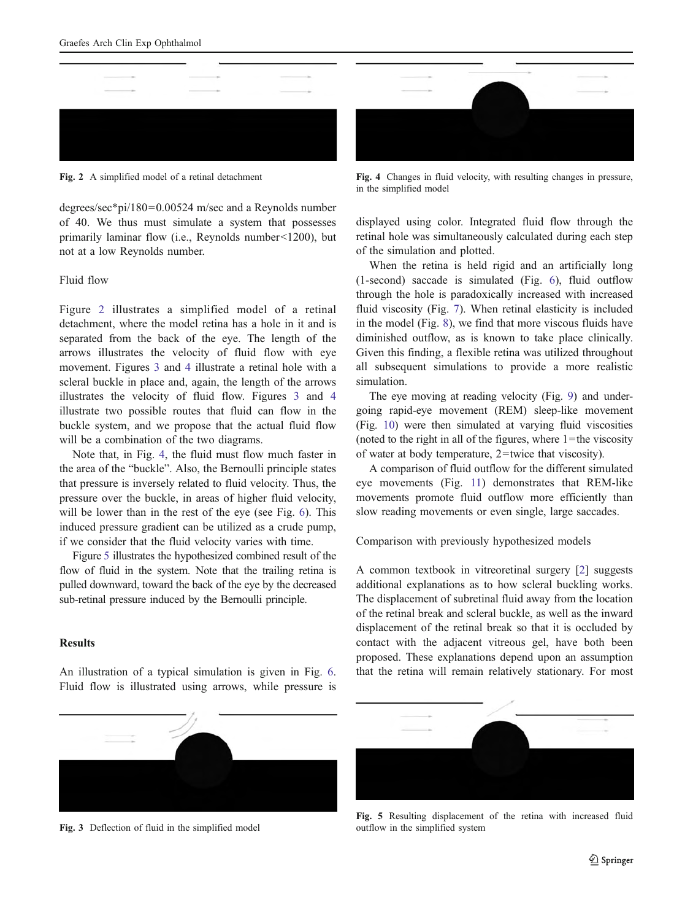Fig. 2 A simplified model of a retinal detachment

Fig. 4 Changes in fluid velocity, with resulting changes in pressure, in the simplified model

degrees/sec*pi/180=0.00524 m/sec and a Reynolds number of 40. We thus must simulate a system that possesses primarily laminar flow (i.e., Reynolds number<1200), but not at a low Reynolds number.

### Fluid flow

Figure 2 illustrates a simplified model of a retinal detachment, where the model retina has a hole in it and is separated from the back of the eye. The length of the arrows illustrates the velocity of fluid flow with eye movement. Figures 3 and 4 illustrate a retinal hole with a scleral buckle in place and, again, the length of the arrows illustrates the velocity of fluid flow. Figures 3 and 4 illustrate two possible routes that fluid can flow in the buckle system, and we propose that the actual fluid flow will be a combination of the two diagrams.

Note that, in Fig. 4, the fluid must flow much faster in the area of the "buckle". Also, the Bernoulli principle states that pressure is inversely related to fluid velocity. Thus, the pressure over the buckle, in areas of higher fluid velocity, will be lower than in the rest of the eye (see Fig. 6). This induced pressure gradient can be utilized as a crude pump, if we consider that the fluid velocity varies with time.

Figure 5 illustrates the hypothesized combined result of the flow of fluid in the system. Note that the trailing retina is pulled downward, toward the back of the eye by the decreased sub-retinal pressure induced by the Bernoulli principle.

## Results

An illustration of a typical simulation is given in Fig. 6. Fluid flow is illustrated using arrows, while pressure is displayed using color. Integrated fluid flow through the retinal hole was simultaneously calculated during each step of the simulation and plotted.

When the retina is held rigid and an artificially long (1-second) saccade is simulated (Fig. 6), fluid outflow through the hole is paradoxically increased with increased fluid viscosity (Fig. 7). When retinal elasticity is included in the model (Fig. 8), we find that more viscous fluids have diminished outflow, as is known to take place clinically. Given this finding, a flexible retina was utilized throughout all subsequent simulations to provide a more realistic simulation.

The eye moving at reading velocity (Fig. 9) and undergoing rapid-eye movement (REM) sleep-like movement (Fig. 10) were then simulated at varying fluid viscosities (noted to the right in all of the figures, where 1=the viscosity of water at body temperature, 2=twice that viscosity).

A comparison of fluid outflow for the different simulated eye movements (Fig. 11) demonstrates that REM-like movements promote fluid outflow more efficiently than slow reading movements or even single, large saccades.

### Comparison with previously hypothesized models

A common textbook in vitreoretinal surgery [2] suggests additional explanations as to how scleral buckling works. The displacement of subretinal fluid away from the location of the retinal break and scleral buckle, as well as the inward displacement of the retinal break so that it is occluded by contact with the adjacent vitreous gel, have both been proposed. These explanations depend upon an assumption that the retina will remain relatively stationary. For most

Fig. 3 Deflection of fluid in the simplified model

Fig. 5 Resulting displacement of the retina with increased fluid outflow in the simplified system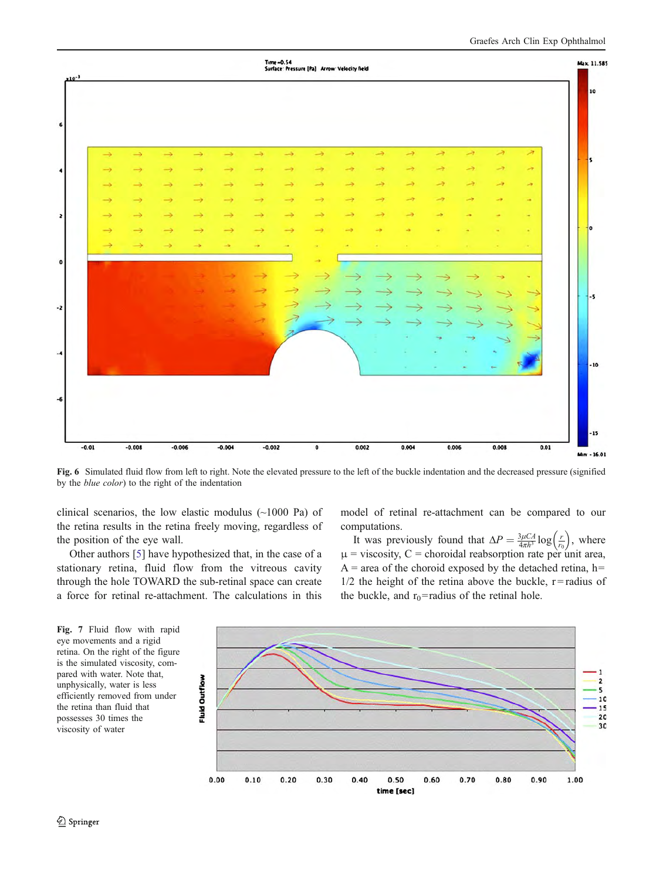**Fig. 6** Simulated fluid flow from left to right. Note the elevated pressure to the left of the buckle indentation and the decreased pressure (signified by the *blue color*) to the right of the indentation

clinical scenarios, the low elastic modulus (~1000 Pa) of the retina results in the retina freely moving, regardless of the position of the eye wall.

Other authors [5] have hypothesized that, in the case of a stationary retina, fluid flow from the vitreous cavity through the hole TOWARD the sub-retinal space can create a force for retinal re-attachment. The calculations in this model of retinal re-attachment can be compared to our computations.

It was previously found that $\Delta P = \frac{3\mu CA}{4\pi h^3}\log\left(\frac{r}{r_0}\right)$, where $\mu$ = viscosity, C = choroidal reabsorption rate per unit area, A = area of the choroid exposed by the detached retina, h= 1/2 the height of the retina above the buckle, r = radius of the buckle, and $r_0$ = radius of the retinal hole.

**Fig. 7** Fluid flow with rapid eye movements and a rigid retina. On the right of the figure is the simulated viscosity, compared with water. Note that, unphysically, water is less efficiently removed from under the retina than fluid that possesses 30 times the viscosity of water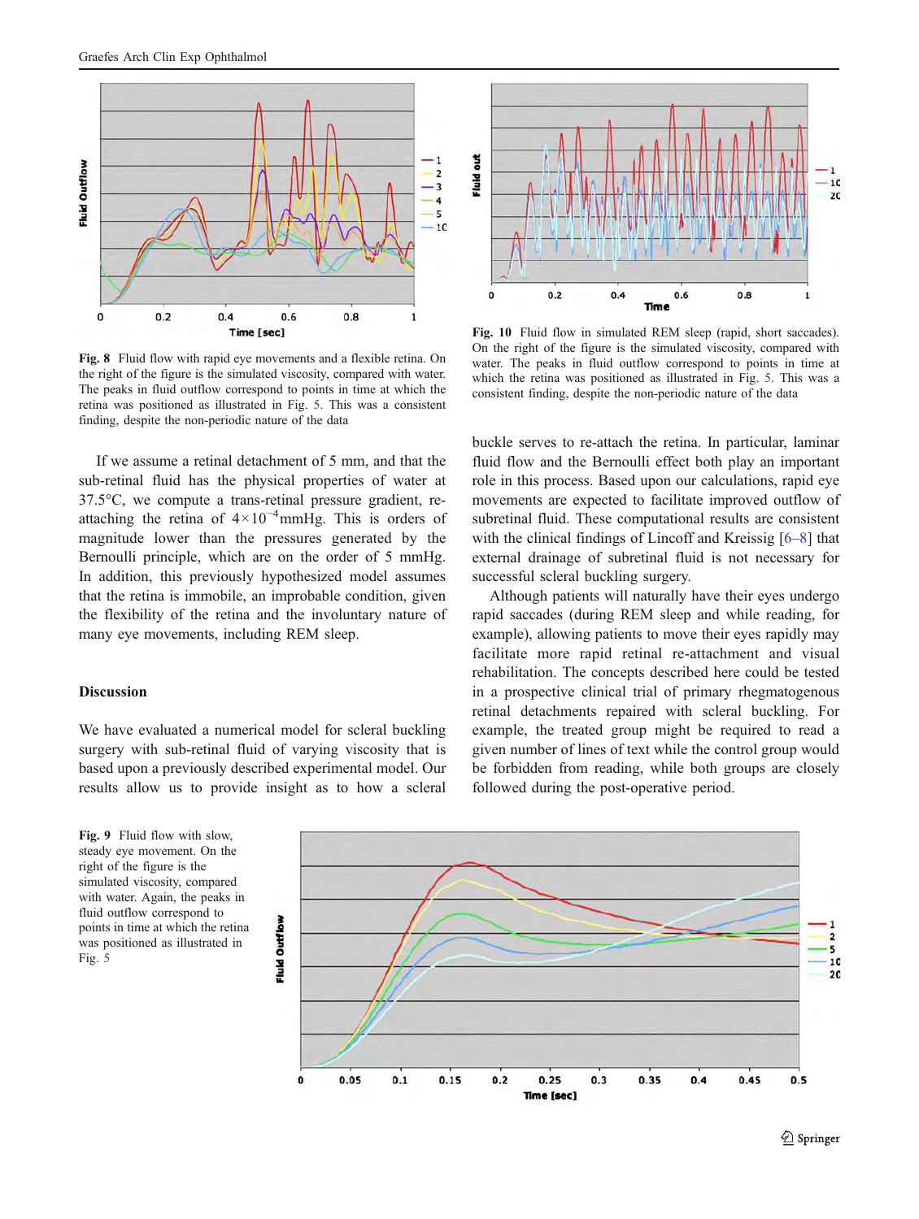Fig. 8 Fluid flow with rapid eye movements and a flexible retina. On the right of the figure is the simulated viscosity, compared with water. The peaks in fluid outflow correspond to points in time at which the retina was positioned as illustrated in Fig. 5. This was a consistent finding, despite the non-periodic nature of the data

Fig. 10 Fluid flow in simulated REM sleep (rapid, short saccades). On the right of the figure is the simulated viscosity, compared with water. The peaks in fluid outflow correspond to points in time at which the retina was positioned as illustrated in Fig. 5. This was a consistent finding, despite the non-periodic nature of the data

If we assume a retinal detachment of 5 mm, and that the sub-retinal fluid has the physical properties of water at 37.5°C, we compute a trans-retinal pressure gradient, re-attaching the retina of $4\times10^{-4}$mmHg. This is orders of magnitude lower than the pressures generated by the Bernoulli principle, which are on the order of 5 mmHg. In addition, this previously hypothesized model assumes that the retina is immobile, an improbable condition, given the flexibility of the retina and the involuntary nature of many eye movements, including REM sleep.

## Discussion

We have evaluated a numerical model for scleral buckling surgery with sub-retinal fluid of varying viscosity that is based upon a previously described experimental model. Our results allow us to provide insight as to how a scleral buckle serves to re-attach the retina. In particular, laminar fluid flow and the Bernoulli effect both play an important role in this process. Based upon our calculations, rapid eye movements are expected to facilitate improved outflow of subretinal fluid. These computational results are consistent with the clinical findings of Lincoff and Kreissig [6–8] that external drainage of subretinal fluid is not necessary for successful scleral buckling surgery.

Although patients will naturally have their eyes undergo rapid saccades (during REM sleep and while reading, for example), allowing patients to move their eyes rapidly may facilitate more rapid retinal re-attachment and visual rehabilitation. The concepts described here could be tested in a prospective clinical trial of primary rhegmatogenous retinal detachments repaired with scleral buckling. For example, the treated group might be required to read a given number of lines of text while the control group would be forbidden from reading, while both groups are closely followed during the post-operative period.

Fig. 9 Fluid flow with slow, steady eye movement. On the right of the figure is the simulated viscosity, compared with water. Again, the peaks in fluid outflow correspond to points in time at which the retina was positioned as illustrated in Fig. 5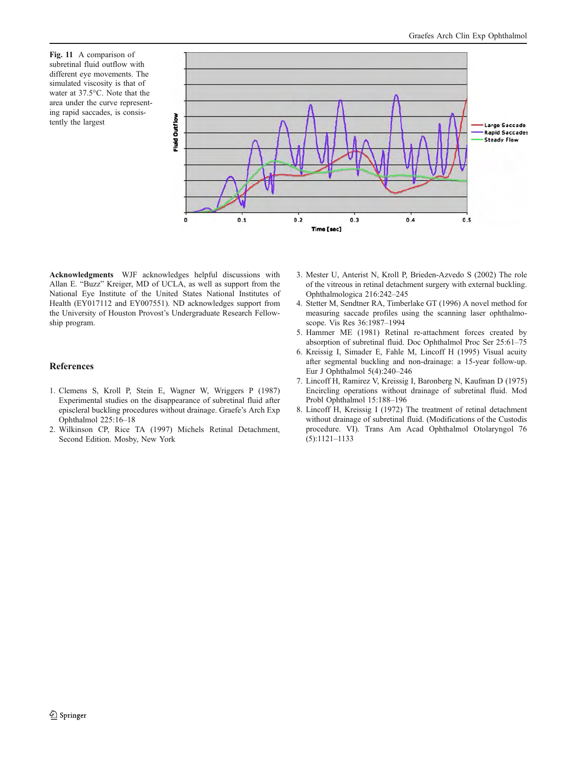**Fig. 11** A comparison of subretinal fluid outflow with different eye movements. The simulated viscosity is that of water at 37.5°C. Note that the area under the curve representing rapid saccades, is consistently the largest

Fluid Outflow

0
0.1
0.2
0.3
0.4
0.5

Time [sec]

Large Saccade
Rapid Saccades
Steady Flow

**Acknowledgments** WJF acknowledges helpful discussions with Allan E. "Buzz" Kreiger, MD of UCLA, as well as support from the National Eye Institute of the United States National Institutes of Health (EY017112 and EY007551). ND acknowledges support from the University of Houston Provost's Undergraduate Research Fellowship program.

## References

1. Clemens S, Kroll P, Stein E, Wagner W, Wriggers P (1987) Experimental studies on the disappearance of subretinal fluid after episcleral buckling procedures without drainage. Graefe's Arch Exp Ophthalmol 225:16–18
2. Wilkinson CP, Rice TA (1997) Michels Retinal Detachment, Second Edition. Mosby, New York
3. Mester U, Anterist N, Kroll P, Brieden-Azvedo S (2002) The role of the vitreous in retinal detachment surgery with external buckling. Ophthalmologica 216:242–245
4. Stetter M, Sendtner RA, Timberlake GT (1996) A novel method for measuring saccade profiles using the scanning laser ophthalmoscope. Vis Res 36:1987–1994
5. Hammer ME (1981) Retinal re-attachment forces created by absorption of subretinal fluid. Doc Ophthalmol Proc Ser 25:61–75
6. Kreissig I, Simader E, Fahle M, Lincoff H (1995) Visual acuity after segmental buckling and non-drainage: a 15-year follow-up. Eur J Ophthalmol 5(4):240–246
7. Lincoff H, Ramirez V, Kreissig I, Baronberg N, Kaufman D (1975) Encircling operations without drainage of subretinal fluid. Mod Probl Ophthalmol 15:188–196
8. Lincoff H, Kreissig I (1972) The treatment of retinal detachment without drainage of subretinal fluid. (Modifications of the Custodis procedure. VI). Trans Am Acad Ophthalmol Otolaryngol 76 (5):1121–1133